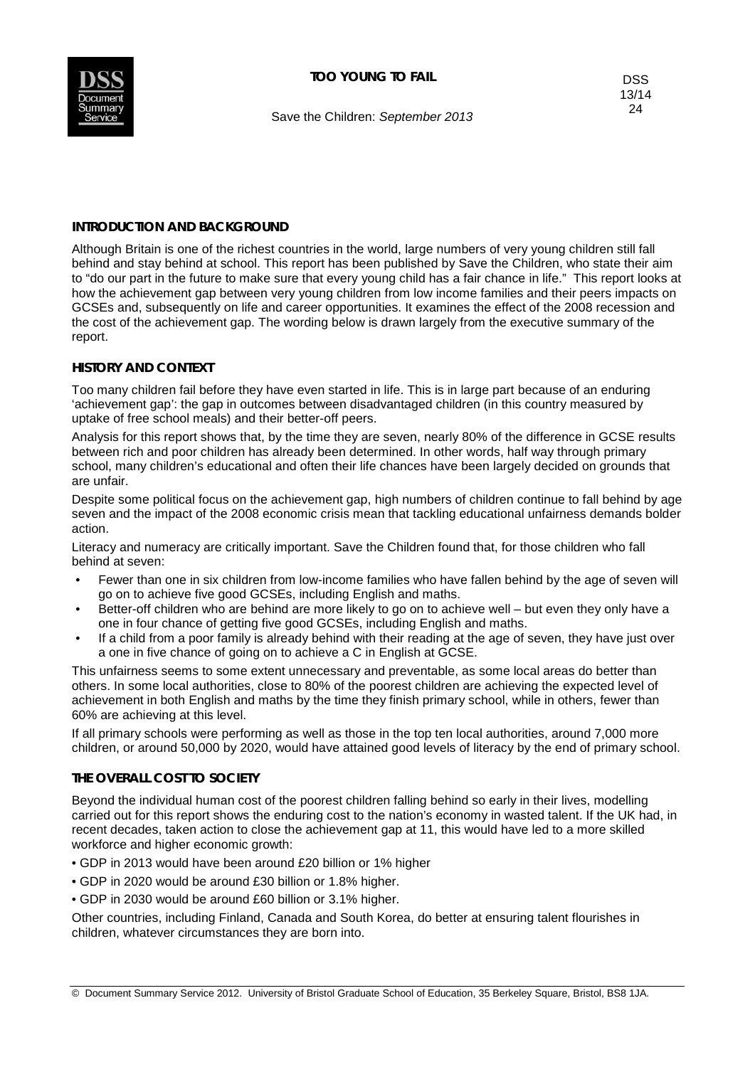# TOO YOUNG TO FAIL

Save the Children: *September 2013*

DSS 13/14 24

## INTRODUCTION AND BACKGROUND

Although Britain is one of the richest countries in the world, large numbers of very young children still fall behind and stay behind at school. This report has been published by Save the Children, who state their aim to "do our part in the future to make sure that every young child has a fair chance in life." This report looks at how the achievement gap between very young children from low income families and their peers impacts on GCSEs and, subsequently on life and career opportunities. It examines the effect of the 2008 recession and the cost of the achievement gap. The wording below is drawn largely from the executive summary of the report.

## HISTORY AND CONTEXT

Too many children fail before they have even started in life. This is in large part because of an enduring 'achievement gap': the gap in outcomes between disadvantaged children (in this country measured by uptake of free school meals) and their better-off peers.

Analysis for this report shows that, by the time they are seven, nearly 80% of the difference in GCSE results between rich and poor children has already been determined. In other words, half way through primary school, many children's educational and often their life chances have been largely decided on grounds that are unfair.

Despite some political focus on the achievement gap, high numbers of children continue to fall behind by age seven and the impact of the 2008 economic crisis mean that tackling educational unfairness demands bolder action.

Literacy and numeracy are critically important. Save the Children found that, for those children who fall behind at seven:

- Fewer than one in six children from low-income families who have fallen behind by the age of seven will go on to achieve five good GCSEs, including English and maths.
- Better-off children who are behind are more likely to go on to achieve well – but even they only have a one in four chance of getting five good GCSEs, including English and maths.
- If a child from a poor family is already behind with their reading at the age of seven, they have just over a one in five chance of going on to achieve a C in English at GCSE.

This unfairness seems to some extent unnecessary and preventable, as some local areas do better than others. In some local authorities, close to 80% of the poorest children are achieving the expected level of achievement in both English and maths by the time they finish primary school, while in others, fewer than 60% are achieving at this level.

If all primary schools were performing as well as those in the top ten local authorities, around 7,000 more children, or around 50,000 by 2020, would have attained good levels of literacy by the end of primary school.

## THE OVERALL COST TO SOCIETY

Beyond the individual human cost of the poorest children falling behind so early in their lives, modelling carried out for this report shows the enduring cost to the nation's economy in wasted talent. If the UK had, in recent decades, taken action to close the achievement gap at 11, this would have led to a more skilled workforce and higher economic growth:

- GDP in 2013 would have been around £20 billion or 1% higher
- GDP in 2020 would be around £30 billion or 1.8% higher.
- GDP in 2030 would be around £60 billion or 3.1% higher.

Other countries, including Finland, Canada and South Korea, do better at ensuring talent flourishes in children, whatever circumstances they are born into.

© Document Summary Service 2012. University of Bristol Graduate School of Education, 35 Berkeley Square, Bristol, BS8 1JA.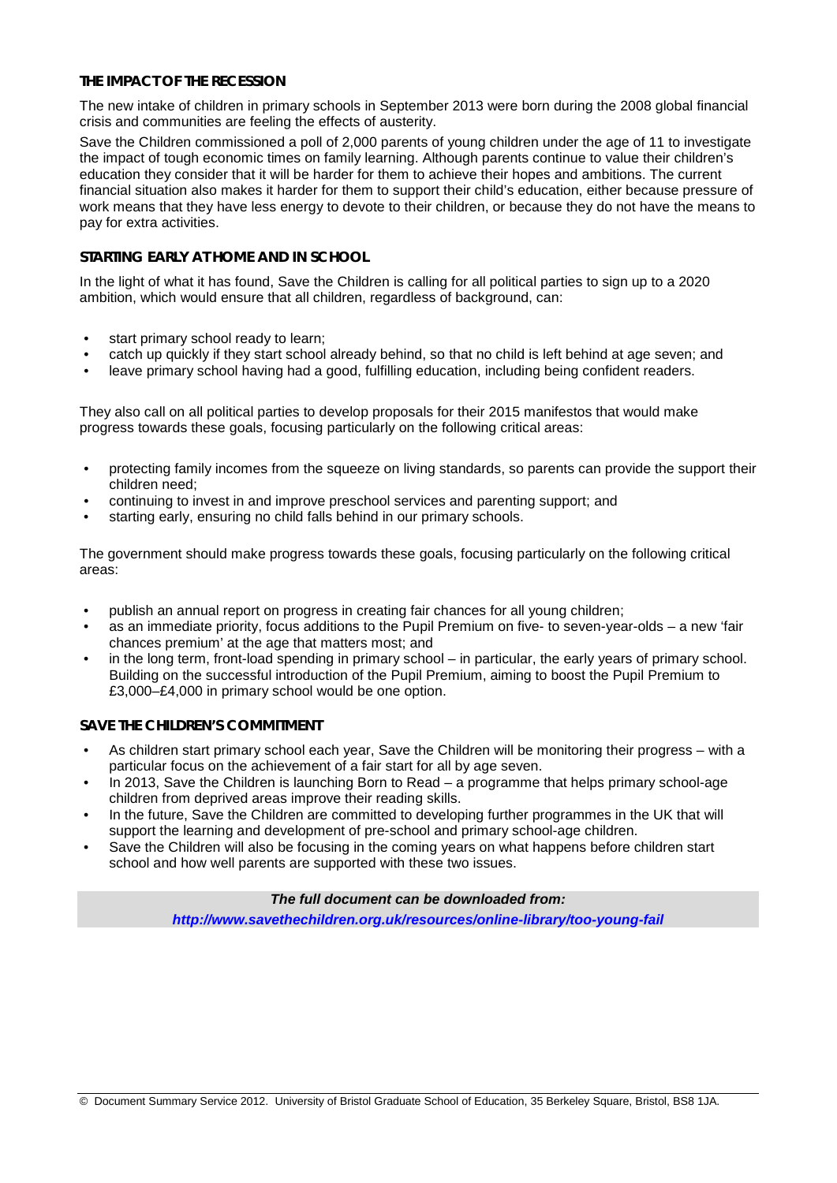### THE IMPACT OF THE RECESSION

The new intake of children in primary schools in September 2013 were born during the 2008 global financial crisis and communities are feeling the effects of austerity.

Save the Children commissioned a poll of 2,000 parents of young children under the age of 11 to investigate the impact of tough economic times on family learning. Although parents continue to value their children's education they consider that it will be harder for them to achieve their hopes and ambitions. The current financial situation also makes it harder for them to support their child's education, either because pressure of work means that they have less energy to devote to their children, or because they do not have the means to pay for extra activities.

### STARTING EARLY AT HOME AND IN SCHOOL

In the light of what it has found, Save the Children is calling for all political parties to sign up to a 2020 ambition, which would ensure that all children, regardless of background, can:

- start primary school ready to learn;
- catch up quickly if they start school already behind, so that no child is left behind at age seven; and
- leave primary school having had a good, fulfilling education, including being confident readers.

They also call on all political parties to develop proposals for their 2015 manifestos that would make progress towards these goals, focusing particularly on the following critical areas:

- protecting family incomes from the squeeze on living standards, so parents can provide the support their children need;
- continuing to invest in and improve preschool services and parenting support; and
- starting early, ensuring no child falls behind in our primary schools.

The government should make progress towards these goals, focusing particularly on the following critical areas:

- publish an annual report on progress in creating fair chances for all young children;
- as an immediate priority, focus additions to the Pupil Premium on five- to seven-year-olds – a new 'fair chances premium' at the age that matters most; and
- in the long term, front-load spending in primary school – in particular, the early years of primary school. Building on the successful introduction of the Pupil Premium, aiming to boost the Pupil Premium to £3,000–£4,000 in primary school would be one option.

### SAVE THE CHILDREN'S COMMITMENT

- As children start primary school each year, Save the Children will be monitoring their progress – with a particular focus on the achievement of a fair start for all by age seven.
- In 2013, Save the Children is launching Born to Read – a programme that helps primary school-age children from deprived areas improve their reading skills.
- In the future, Save the Children are committed to developing further programmes in the UK that will support the learning and development of pre-school and primary school-age children.
- Save the Children will also be focusing in the coming years on what happens before children start school and how well parents are supported with these two issues.

***The full document can be downloaded from:***
***http://www.savethechildren.org.uk/resources/online-library/too-young-fail***